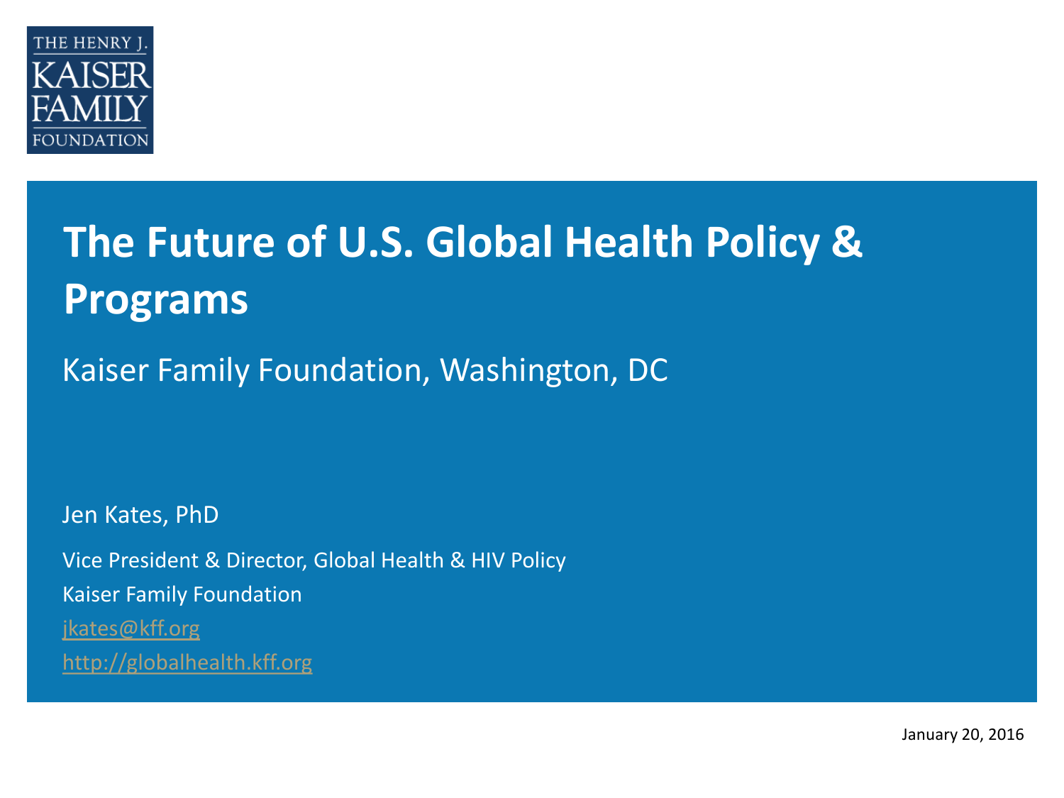THE HENRY J. KAISER FAMILY FOUNDATION

# The Future of U.S. Global Health Policy & Programs

Kaiser Family Foundation, Washington, DC

Jen Kates, PhD

Vice President & Director, Global Health & HIV Policy

Kaiser Family Foundation

jkates@kff.org

http://globalhealth.kff.org

January 20, 2016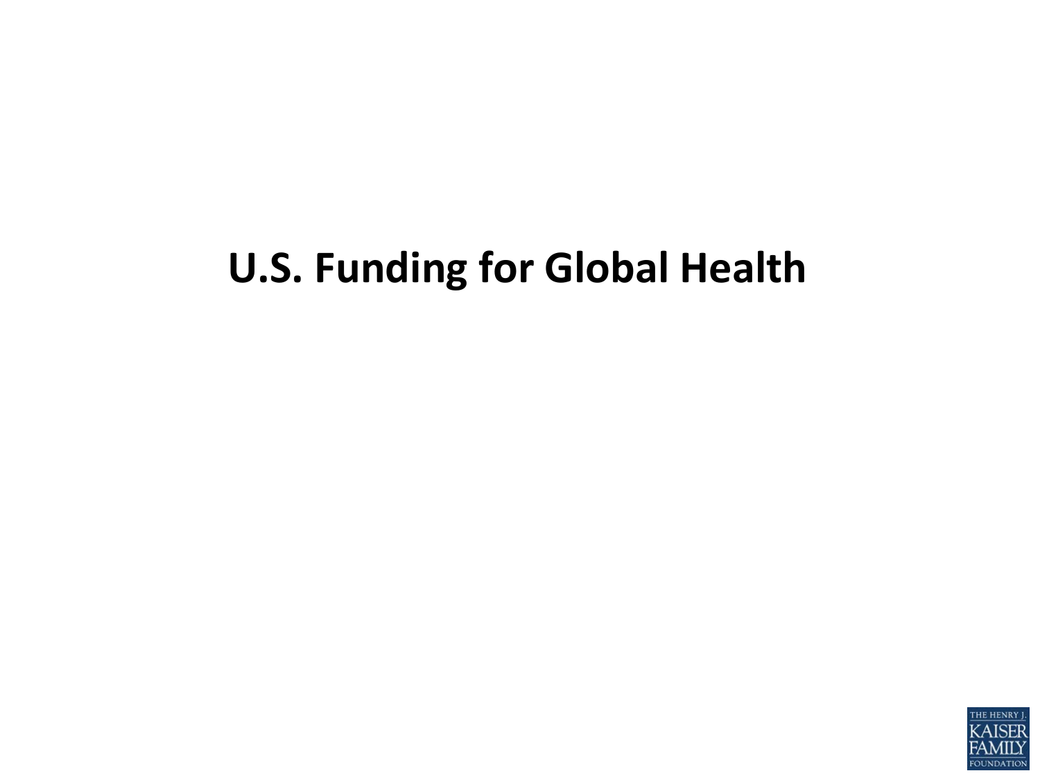# U.S. Funding for Global Health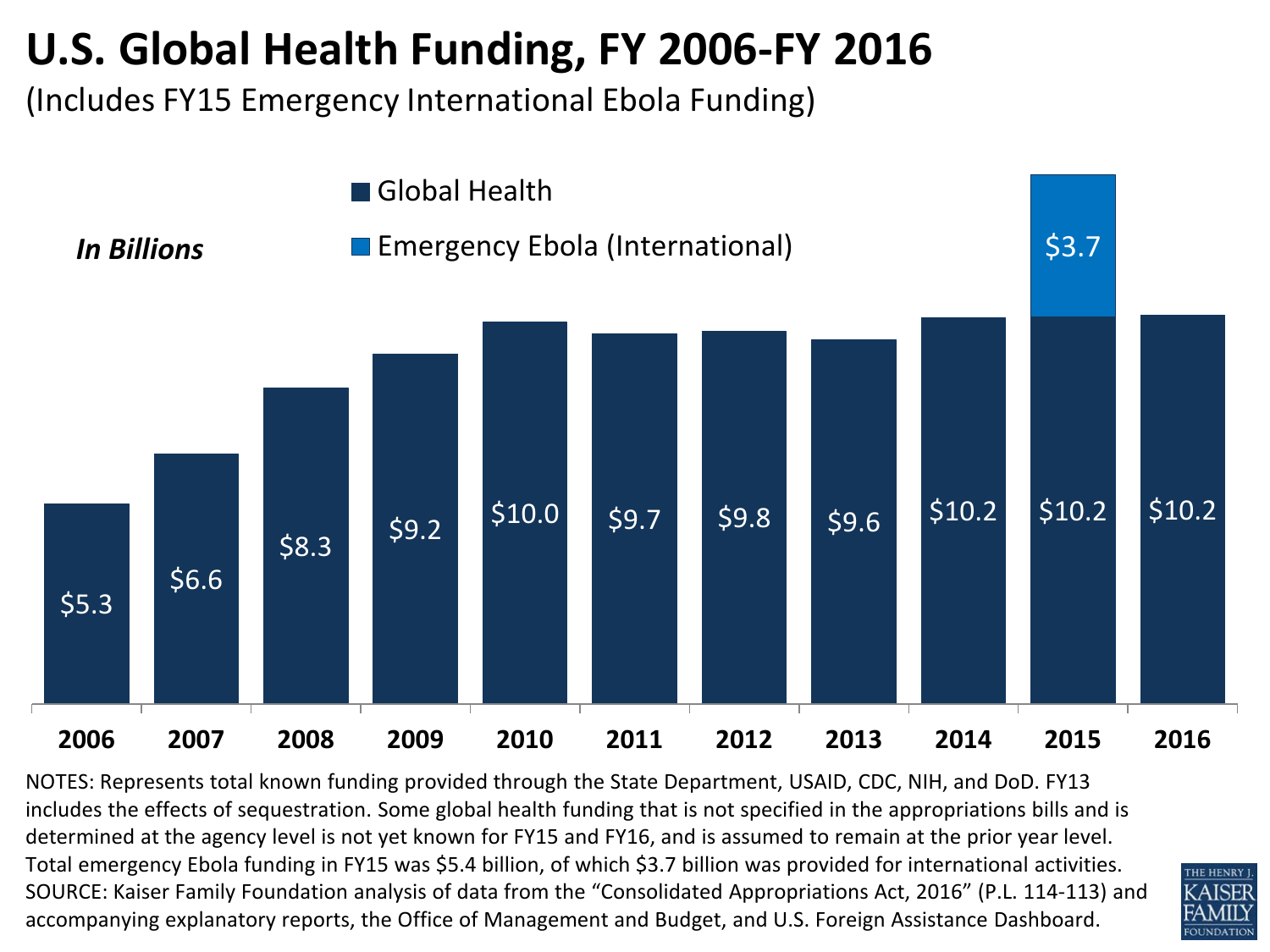# U.S. Global Health Funding, FY 2006-FY 2016

(Includes FY15 Emergency International Ebola Funding)

*In Billions*

| Year | Global Health | Emergency Ebola (International) |
|---|---|---|
| 2006 | $5.3 | |
| 2007 | $6.6 | |
| 2008 | $8.3 | |
| 2009 | $9.2 | |
| 2010 | $10.0 | |
| 2011 | $9.7 | |
| 2012 | $9.8 | |
| 2013 | $9.6 | |
| 2014 | $10.2 | |
| 2015 | $10.2 | $3.7 |
| 2016 | $10.2 | |

NOTES: Represents total known funding provided through the State Department, USAID, CDC, NIH, and DoD. FY13 includes the effects of sequestration. Some global health funding that is not specified in the appropriations bills and is determined at the agency level is not yet known for FY15 and FY16, and is assumed to remain at the prior year level. Total emergency Ebola funding in FY15 was $5.4 billion, of which $3.7 billion was provided for international activities.
SOURCE: Kaiser Family Foundation analysis of data from the "Consolidated Appropriations Act, 2016" (P.L. 114-113) and accompanying explanatory reports, the Office of Management and Budget, and U.S. Foreign Assistance Dashboard.

THE HENRY J. KAISER FAMILY FOUNDATION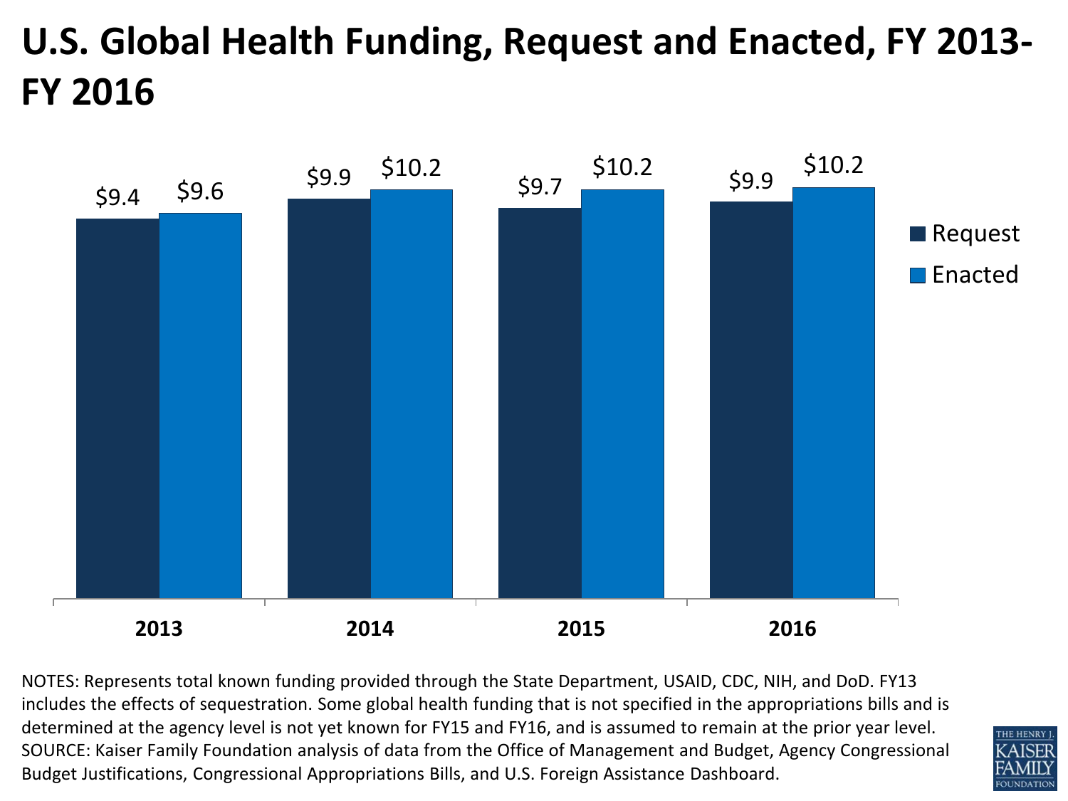# U.S. Global Health Funding, Request and Enacted, FY 2013-FY 2016

| | 2013 | 2014 | 2015 | 2016 |
|---|---|---|---|---|
| Request | $9.4 | $9.9 | $9.7 | $9.9 |
| Enacted | $9.6 | $10.2 | $10.2 | $10.2 |

NOTES: Represents total known funding provided through the State Department, USAID, CDC, NIH, and DoD. FY13 includes the effects of sequestration. Some global health funding that is not specified in the appropriations bills and is determined at the agency level is not yet known for FY15 and FY16, and is assumed to remain at the prior year level.
SOURCE: Kaiser Family Foundation analysis of data from the Office of Management and Budget, Agency Congressional Budget Justifications, Congressional Appropriations Bills, and U.S. Foreign Assistance Dashboard.

THE HENRY J. KAISER FAMILY FOUNDATION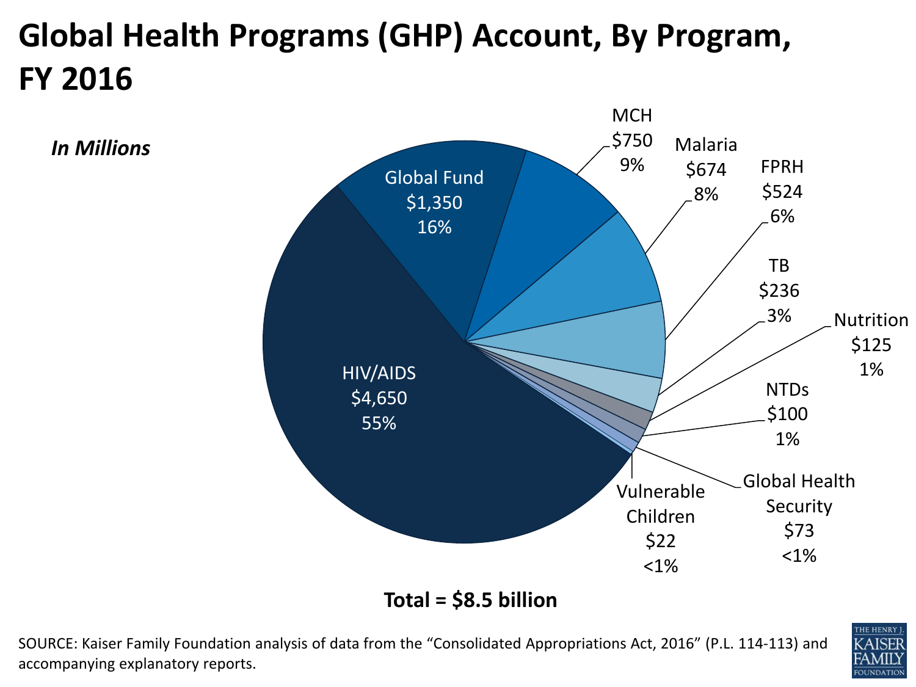# Global Health Programs (GHP) Account, By Program, FY 2016

*In Millions*

| Program | Amount | Share |
| --- | --- | --- |
| HIV/AIDS | $4,650 | 55% |
| Global Fund | $1,350 | 16% |
| MCH | $750 | 9% |
| Malaria | $674 | 8% |
| FPRH | $524 | 6% |
| TB | $236 | 3% |
| Nutrition | $125 | 1% |
| NTDs | $100 | 1% |
| Global Health Security | $73 | <1% |
| Vulnerable Children | $22 | <1% |

**Total = $8.5 billion**

SOURCE: Kaiser Family Foundation analysis of data from the "Consolidated Appropriations Act, 2016" (P.L. 114-113) and accompanying explanatory reports.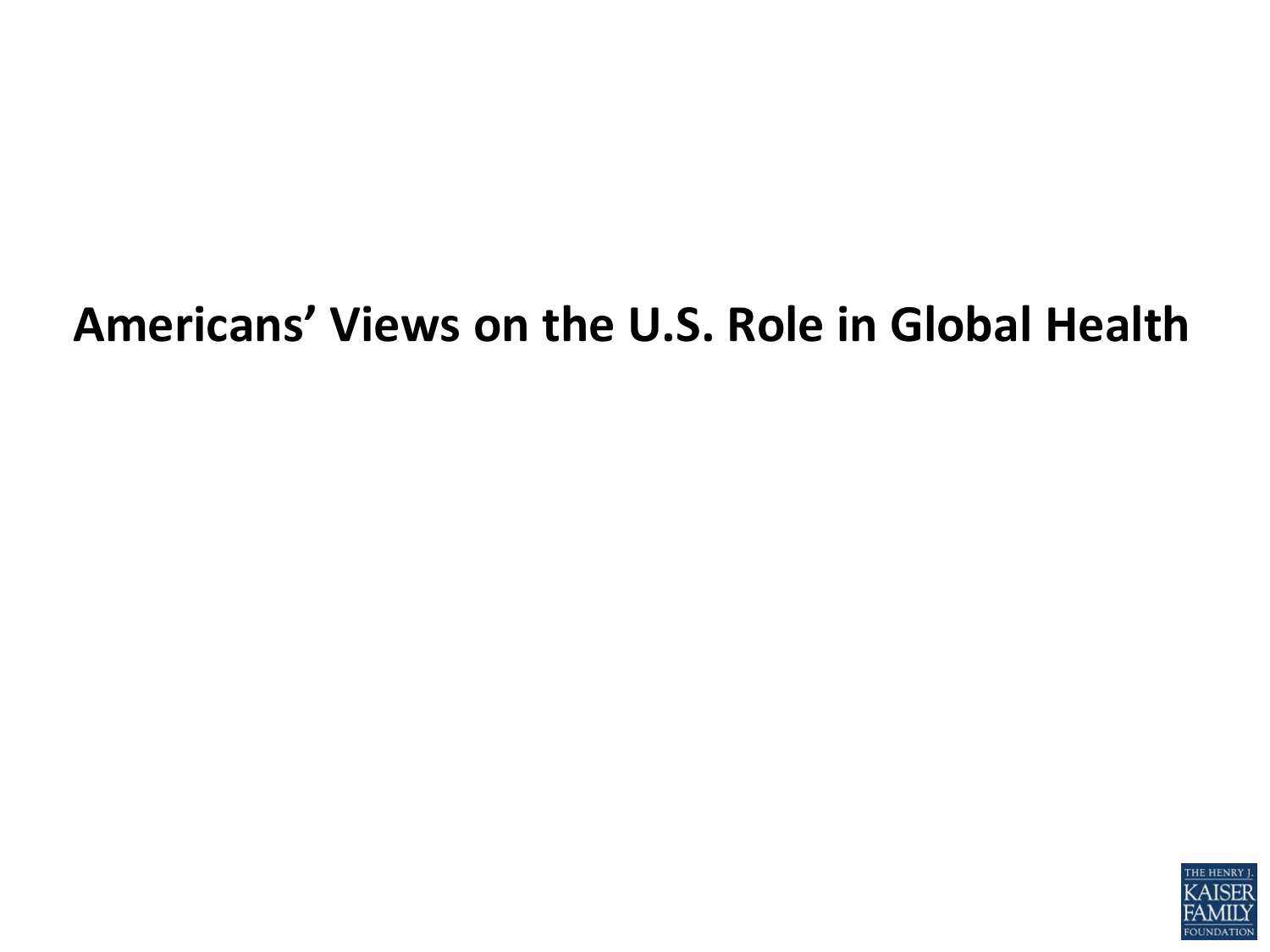# Americans' Views on the U.S. Role in Global Health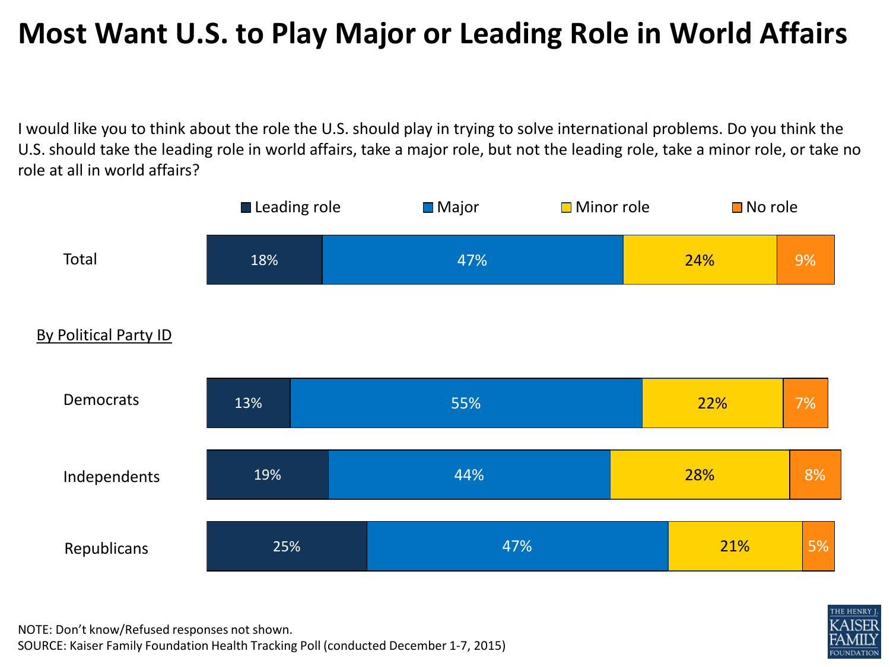# Most Want U.S. to Play Major or Leading Role in World Affairs

I would like you to think about the role the U.S. should play in trying to solve international problems. Do you think the U.S. should take the leading role in world affairs, take a major role, but not the leading role, take a minor role, or take no role at all in world affairs?

| | Leading role | Major | Minor role | No role |
| --- | --- | --- | --- | --- |
| Total | 18% | 47% | 24% | 9% |
| **By Political Party ID** | | | | |
| Democrats | 13% | 55% | 22% | 7% |
| Independents | 19% | 44% | 28% | 8% |
| Republicans | 25% | 47% | 21% | 5% |

NOTE: Don't know/Refused responses not shown.
SOURCE: Kaiser Family Foundation Health Tracking Poll (conducted December 1-7, 2015)

THE HENRY J. KAISER FAMILY FOUNDATION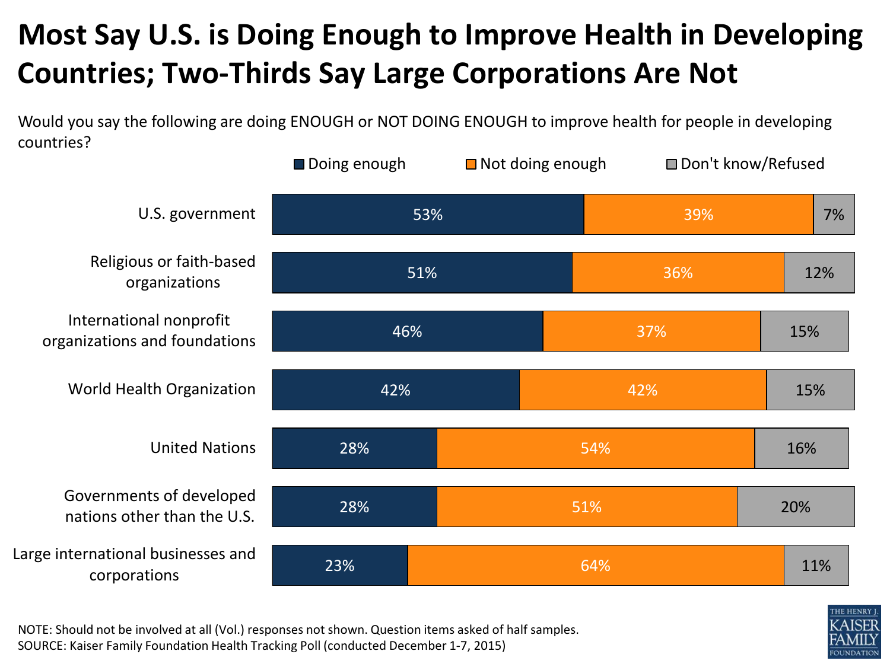# Most Say U.S. is Doing Enough to Improve Health in Developing Countries; Two-Thirds Say Large Corporations Are Not

Would you say the following are doing ENOUGH or NOT DOING ENOUGH to improve health for people in developing countries?

| | Doing enough | Not doing enough | Don't know/Refused |
|---|---|---|---|
| U.S. government | 53% | 39% | 7% |
| Religious or faith-based organizations | 51% | 36% | 12% |
| International nonprofit organizations and foundations | 46% | 37% | 15% |
| World Health Organization | 42% | 42% | 15% |
| United Nations | 28% | 54% | 16% |
| Governments of developed nations other than the U.S. | 28% | 51% | 20% |
| Large international businesses and corporations | 23% | 64% | 11% |

NOTE: Should not be involved at all (Vol.) responses not shown. Question items asked of half samples.
SOURCE: Kaiser Family Foundation Health Tracking Poll (conducted December 1-7, 2015)

THE HENRY J. KAISER FAMILY FOUNDATION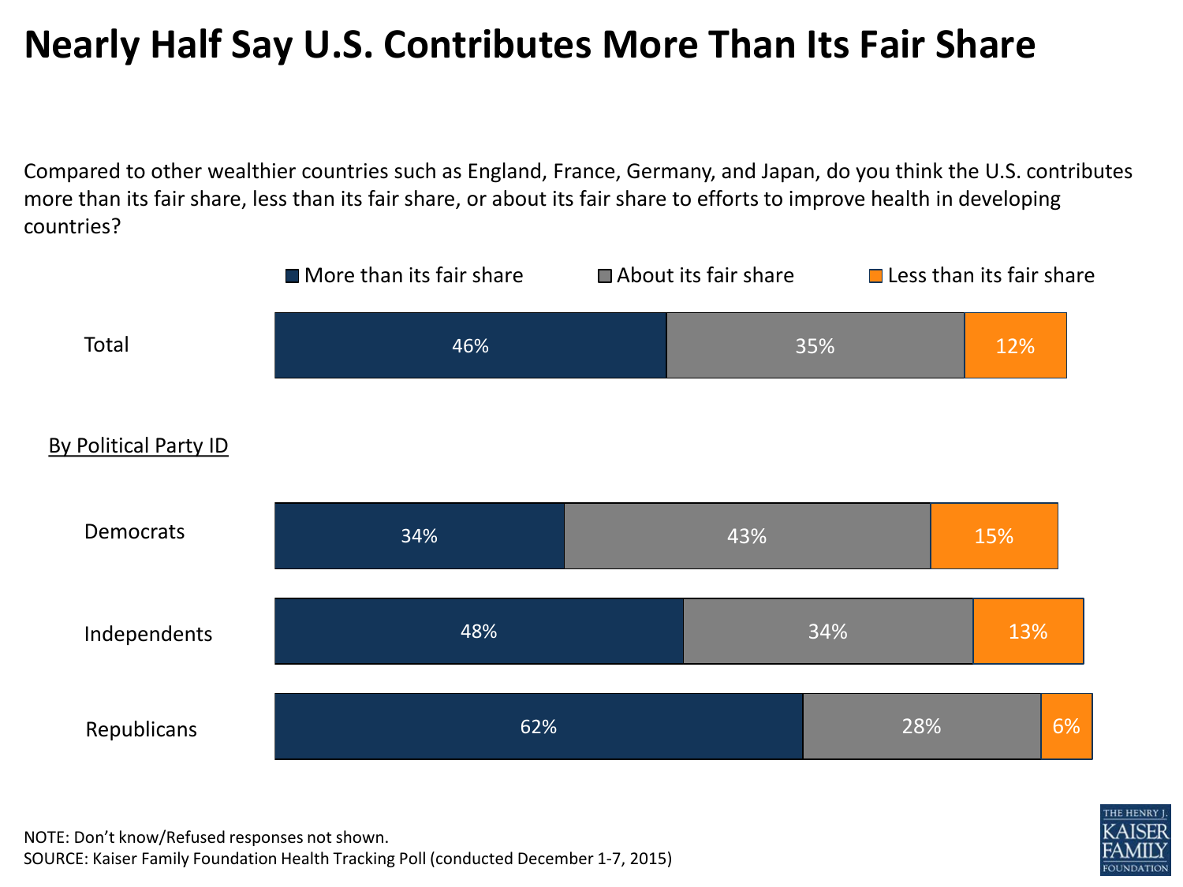# Nearly Half Say U.S. Contributes More Than Its Fair Share

Compared to other wealthier countries such as England, France, Germany, and Japan, do you think the U.S. contributes more than its fair share, less than its fair share, or about its fair share to efforts to improve health in developing countries?

| | More than its fair share | About its fair share | Less than its fair share |
|---|---|---|---|
| Total | 46% | 35% | 12% |
| **By Political Party ID** | | | |
| Democrats | 34% | 43% | 15% |
| Independents | 48% | 34% | 13% |
| Republicans | 62% | 28% | 6% |

NOTE: Don't know/Refused responses not shown.
SOURCE: Kaiser Family Foundation Health Tracking Poll (conducted December 1-7, 2015)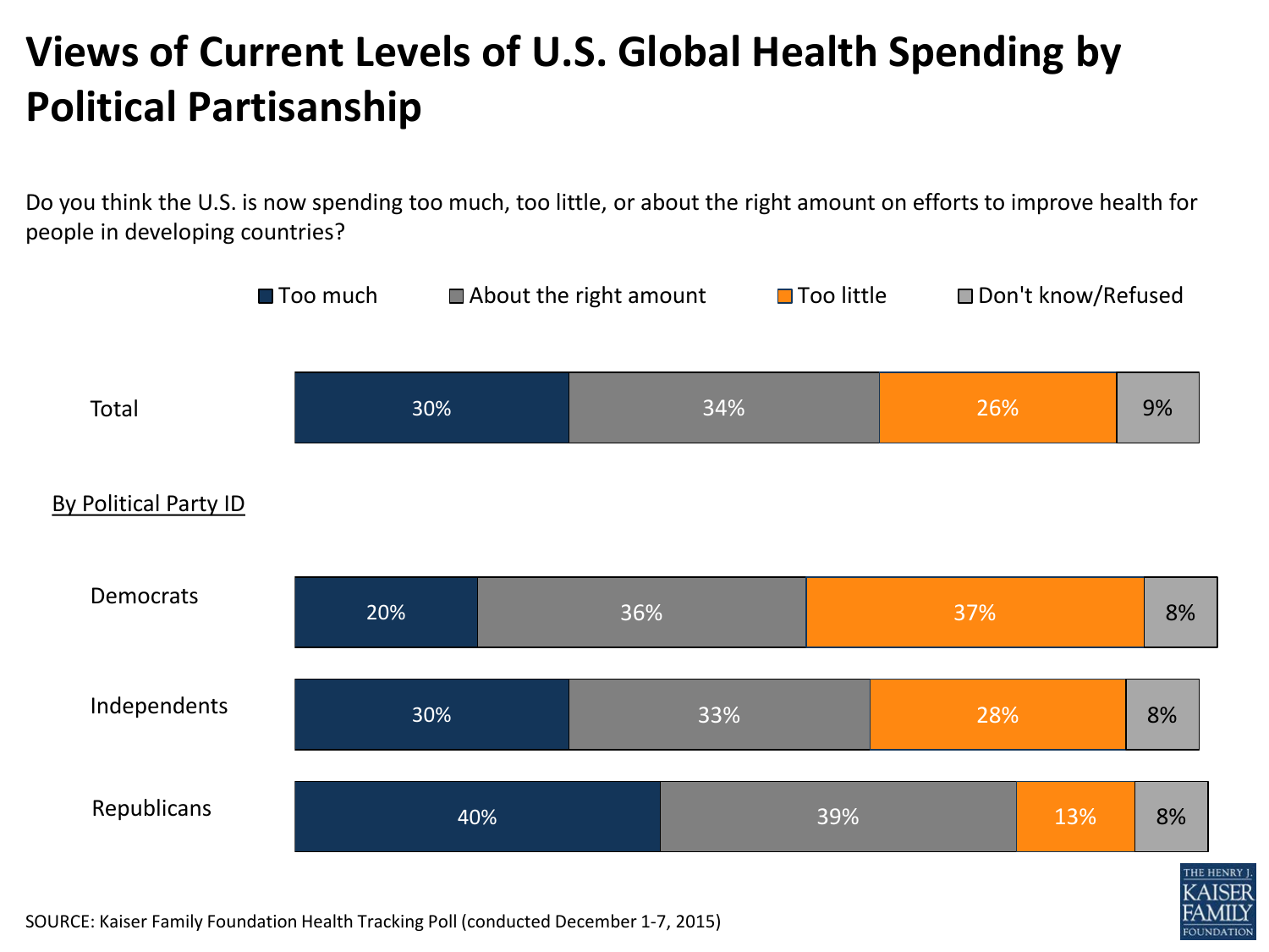# Views of Current Levels of U.S. Global Health Spending by Political Partisanship

Do you think the U.S. is now spending too much, too little, or about the right amount on efforts to improve health for people in developing countries?

| | Too much | About the right amount | Too little | Don't know/Refused |
|---|---|---|---|---|
| Total | 30% | 34% | 26% | 9% |
| **By Political Party ID** | | | | |
| Democrats | 20% | 36% | 37% | 8% |
| Independents | 30% | 33% | 28% | 8% |
| Republicans | 40% | 39% | 13% | 8% |

SOURCE: Kaiser Family Foundation Health Tracking Poll (conducted December 1-7, 2015)

THE HENRY J. KAISER FAMILY FOUNDATION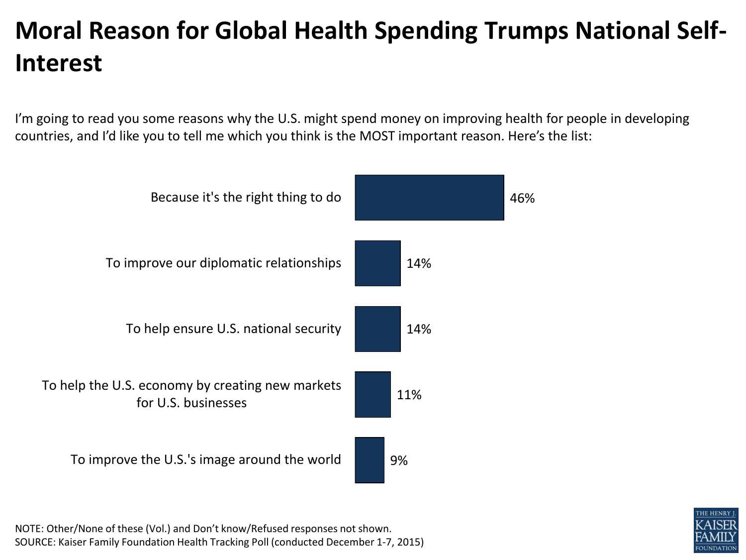# Moral Reason for Global Health Spending Trumps National Self-Interest

I'm going to read you some reasons why the U.S. might spend money on improving health for people in developing countries, and I'd like you to tell me which you think is the MOST important reason. Here's the list:

| Reason | Percent |
| --- | --- |
| Because it's the right thing to do | 46% |
| To improve our diplomatic relationships | 14% |
| To help ensure U.S. national security | 14% |
| To help the U.S. economy by creating new markets for U.S. businesses | 11% |
| To improve the U.S.'s image around the world | 9% |

NOTE: Other/None of these (Vol.) and Don't know/Refused responses not shown.
SOURCE: Kaiser Family Foundation Health Tracking Poll (conducted December 1-7, 2015)

THE HENRY J. KAISER FAMILY FOUNDATION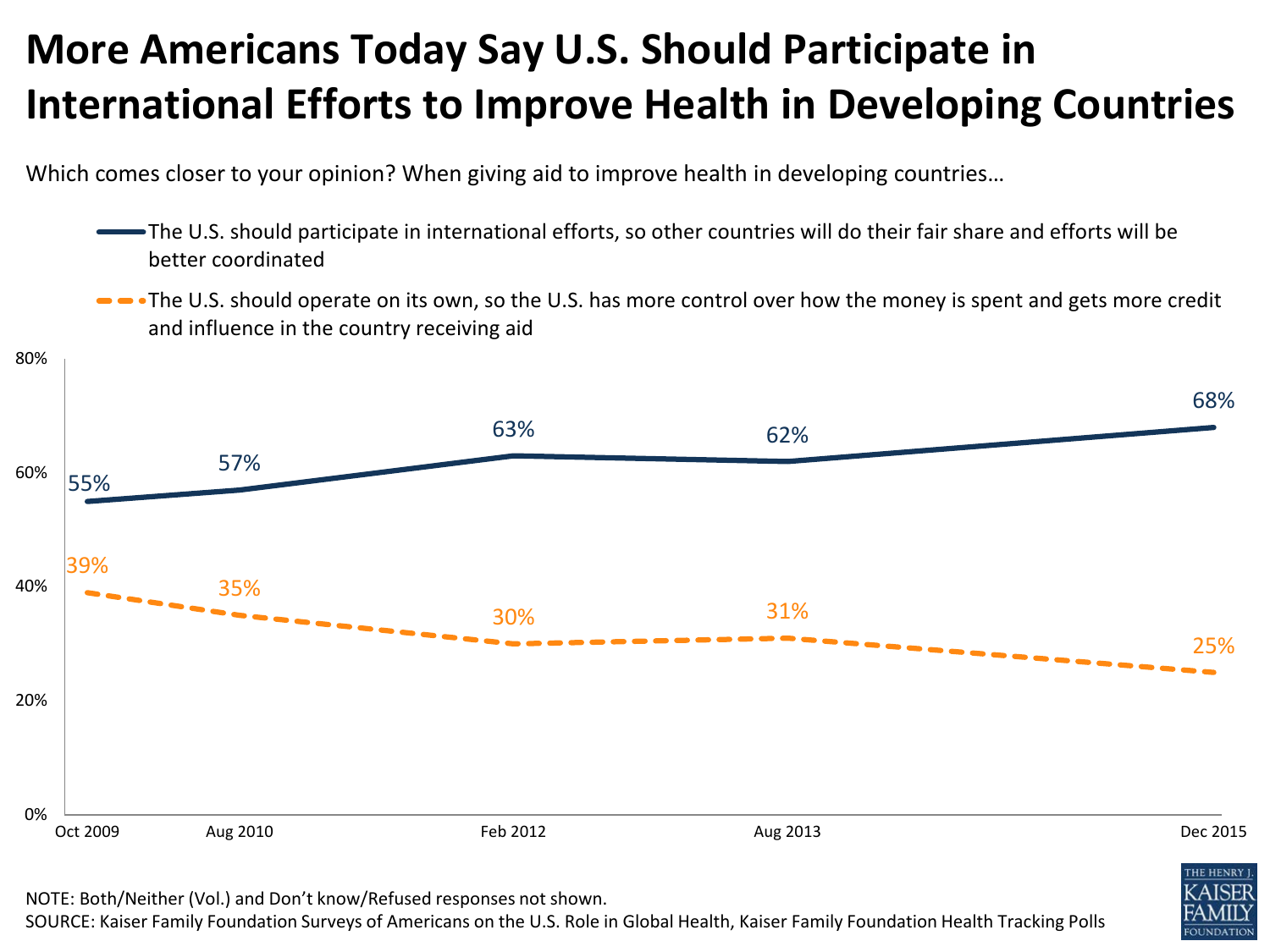# More Americans Today Say U.S. Should Participate in International Efforts to Improve Health in Developing Countries

Which comes closer to your opinion? When giving aid to improve health in developing countries…

- The U.S. should participate in international efforts, so other countries will do their fair share and efforts will be better coordinated
- The U.S. should operate on its own, so the U.S. has more control over how the money is spent and gets more credit and influence in the country receiving aid

| | Oct 2009 | Aug 2010 | Feb 2012 | Aug 2013 | Dec 2015 |
|---|---|---|---|---|---|
| The U.S. should participate in international efforts, so other countries will do their fair share and efforts will be better coordinated | 55% | 57% | 63% | 62% | 68% |
| The U.S. should operate on its own, so the U.S. has more control over how the money is spent and gets more credit and influence in the country receiving aid | 39% | 35% | 30% | 31% | 25% |

NOTE: Both/Neither (Vol.) and Don't know/Refused responses not shown.
SOURCE: Kaiser Family Foundation Surveys of Americans on the U.S. Role in Global Health, Kaiser Family Foundation Health Tracking Polls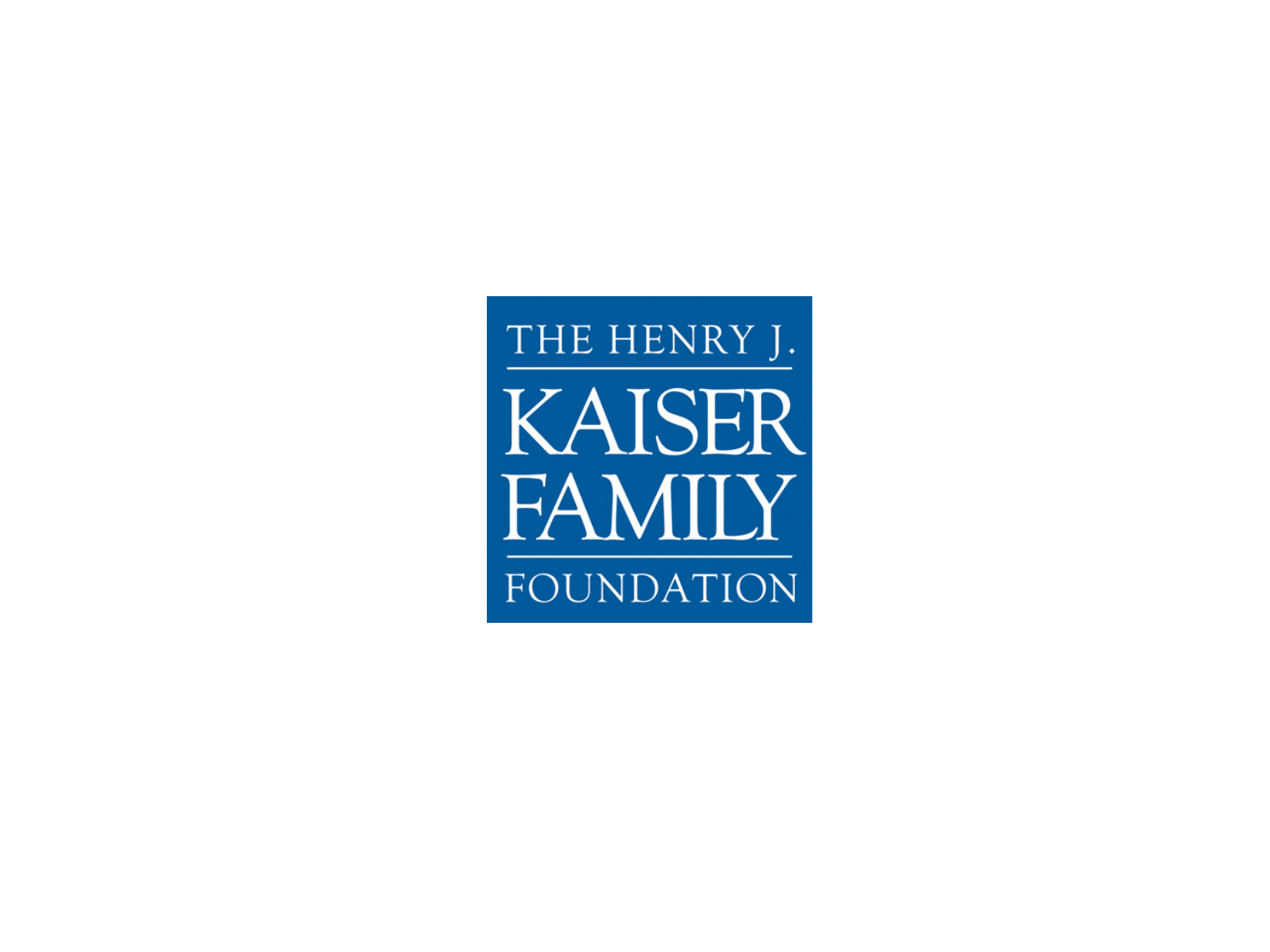THE HENRY J.

KAISER FAMILY

FOUNDATION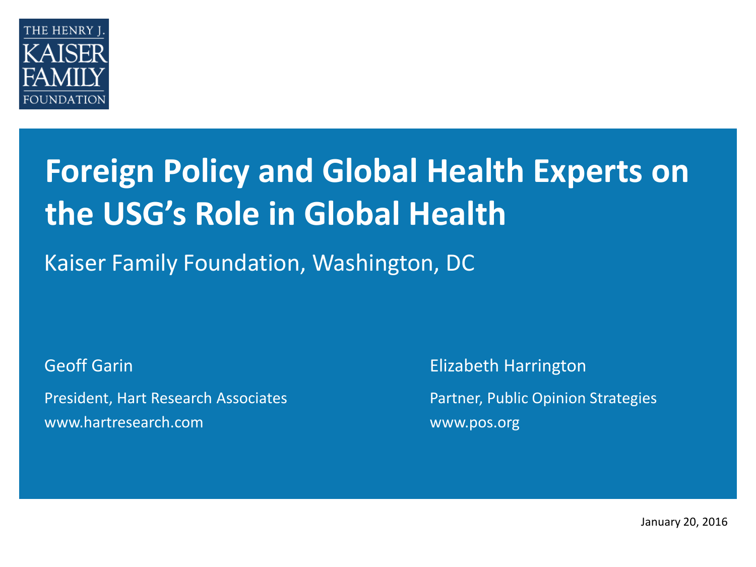THE HENRY J. KAISER FAMILY FOUNDATION

# Foreign Policy and Global Health Experts on the USG's Role in Global Health

Kaiser Family Foundation, Washington, DC

Geoff Garin

President, Hart Research Associates
www.hartresearch.com

Elizabeth Harrington

Partner, Public Opinion Strategies
www.pos.org

January 20, 2016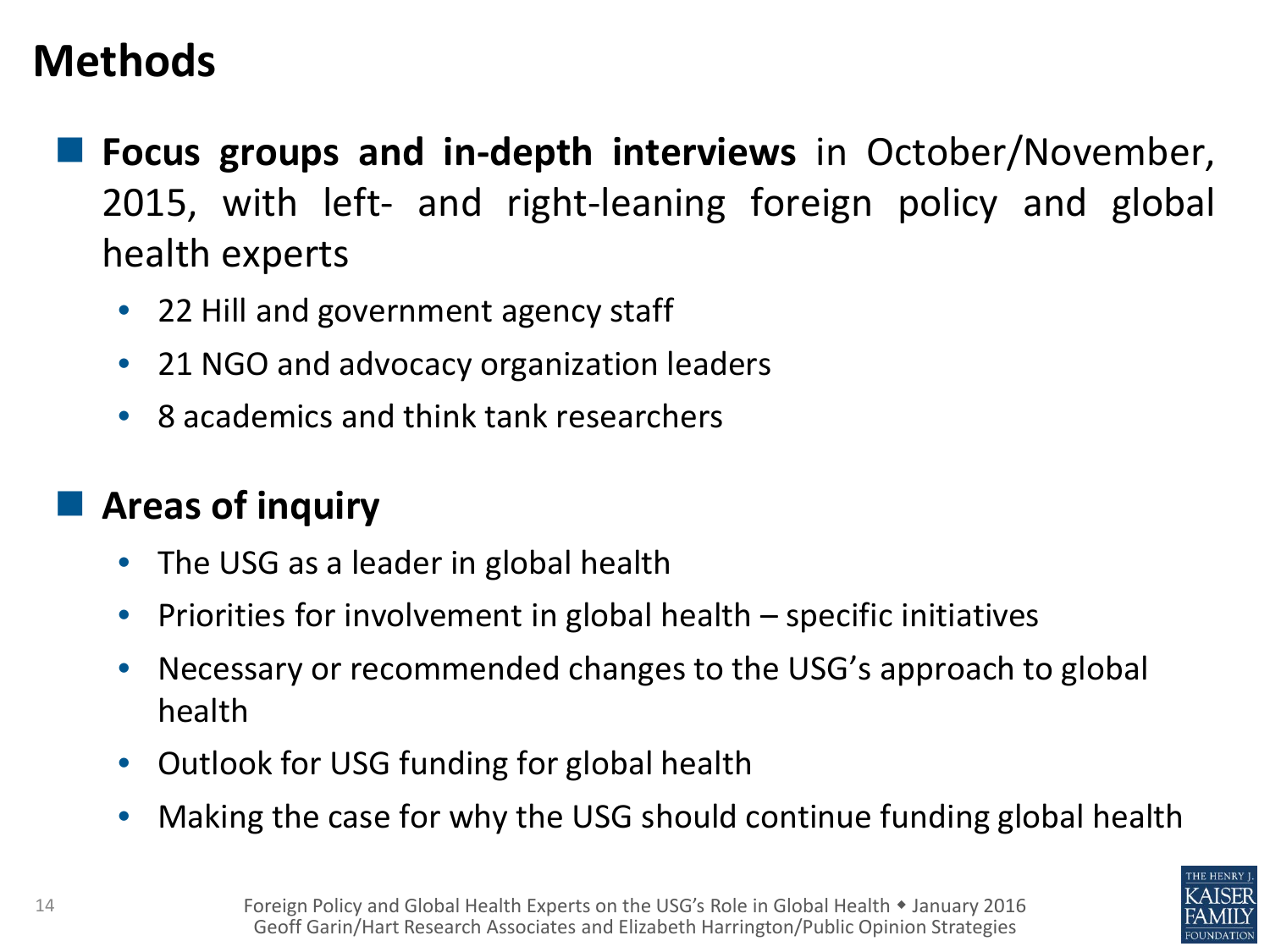# Methods

- **Focus groups and in-depth interviews** in October/November, 2015, with left- and right-leaning foreign policy and global health experts
  - 22 Hill and government agency staff
  - 21 NGO and advocacy organization leaders
  - 8 academics and think tank researchers

- **Areas of inquiry**
  - The USG as a leader in global health
  - Priorities for involvement in global health – specific initiatives
  - Necessary or recommended changes to the USG's approach to global health
  - Outlook for USG funding for global health
  - Making the case for why the USG should continue funding global health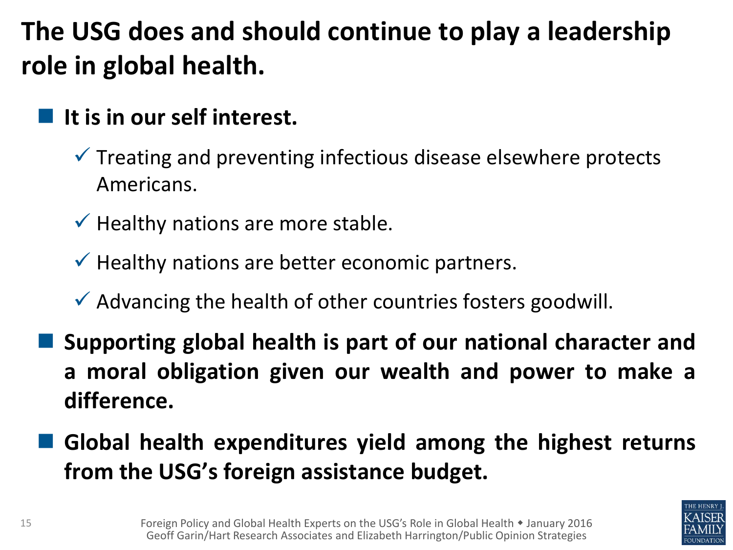# The USG does and should continue to play a leadership role in global health.

- **It is in our self interest.**
  - ✓ Treating and preventing infectious disease elsewhere protects Americans.
  - ✓ Healthy nations are more stable.
  - ✓ Healthy nations are better economic partners.
  - ✓ Advancing the health of other countries fosters goodwill.
- **Supporting global health is part of our national character and a moral obligation given our wealth and power to make a difference.**
- **Global health expenditures yield among the highest returns from the USG's foreign assistance budget.**

Foreign Policy and Global Health Experts on the USG's Role in Global Health ◆ January 2016
Geoff Garin/Hart Research Associates and Elizabeth Harrington/Public Opinion Strategies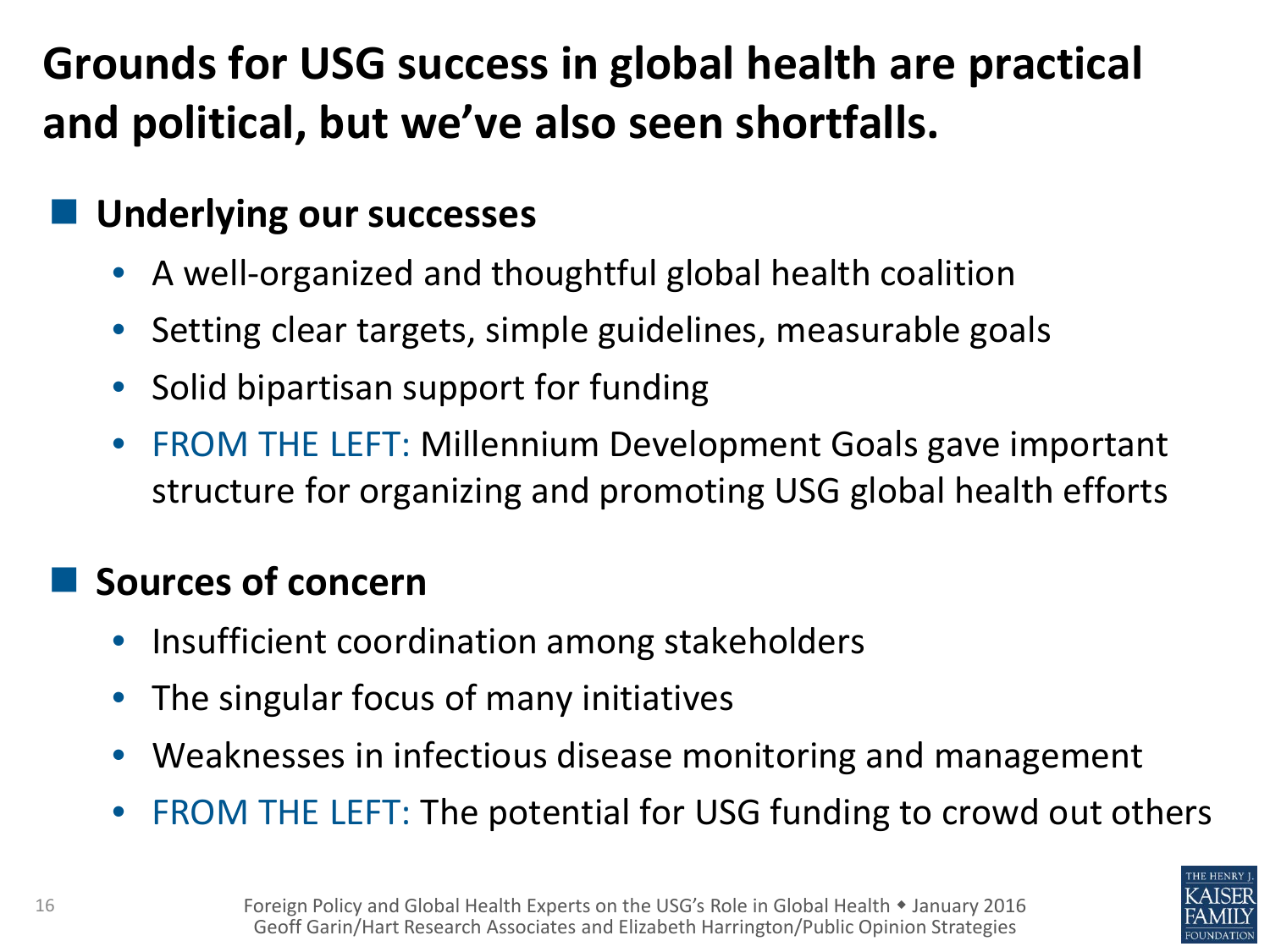# Grounds for USG success in global health are practical and political, but we've also seen shortfalls.

## Underlying our successes

- A well-organized and thoughtful global health coalition
- Setting clear targets, simple guidelines, measurable goals
- Solid bipartisan support for funding
- FROM THE LEFT: Millennium Development Goals gave important structure for organizing and promoting USG global health efforts

## Sources of concern

- Insufficient coordination among stakeholders
- The singular focus of many initiatives
- Weaknesses in infectious disease monitoring and management
- FROM THE LEFT: The potential for USG funding to crowd out others

Foreign Policy and Global Health Experts on the USG's Role in Global Health ◆ January 2016
Geoff Garin/Hart Research Associates and Elizabeth Harrington/Public Opinion Strategies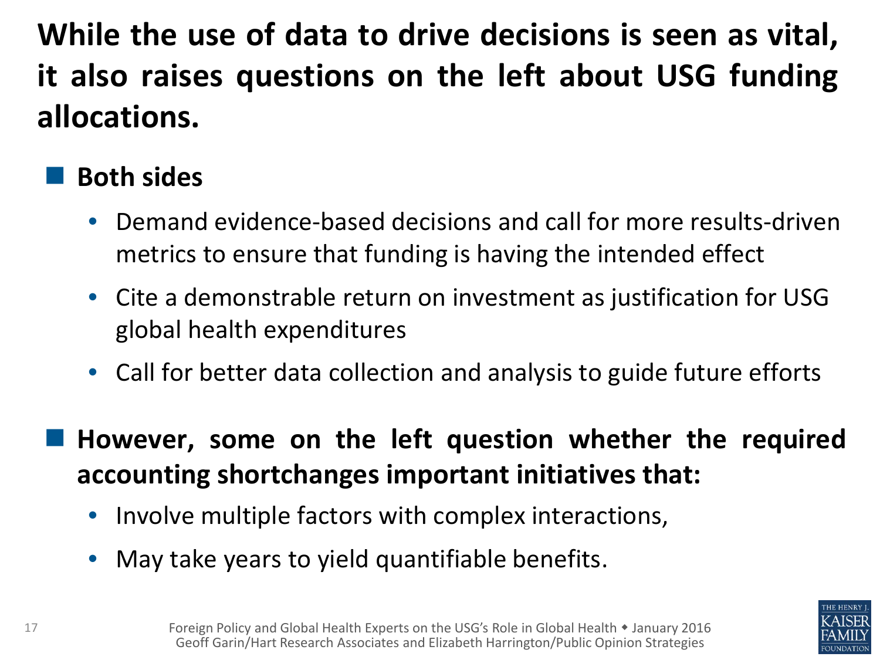# While the use of data to drive decisions is seen as vital, it also raises questions on the left about USG funding allocations.

- **Both sides**
  - Demand evidence-based decisions and call for more results-driven metrics to ensure that funding is having the intended effect
  - Cite a demonstrable return on investment as justification for USG global health expenditures
  - Call for better data collection and analysis to guide future efforts
- **However, some on the left question whether the required accounting shortchanges important initiatives that:**
  - Involve multiple factors with complex interactions,
  - May take years to yield quantifiable benefits.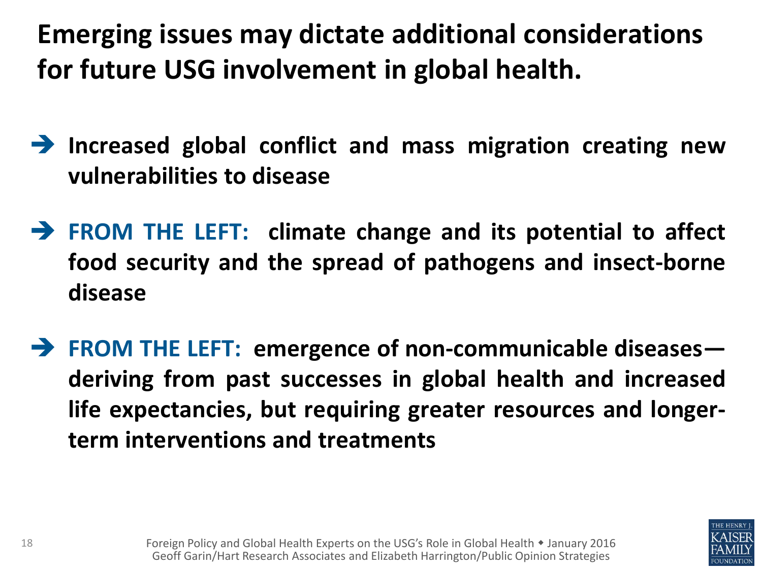# Emerging issues may dictate additional considerations for future USG involvement in global health.

- **Increased global conflict and mass migration creating new vulnerabilities to disease**
- **FROM THE LEFT: climate change and its potential to affect food security and the spread of pathogens and insect-borne disease**
- **FROM THE LEFT: emergence of non-communicable diseases—deriving from past successes in global health and increased life expectancies, but requiring greater resources and longer-term interventions and treatments**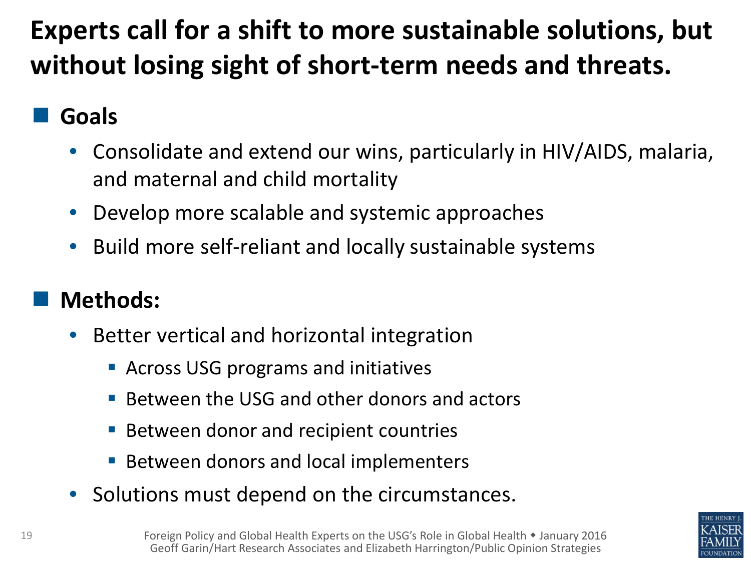# Experts call for a shift to more sustainable solutions, but without losing sight of short-term needs and threats.

- **Goals**
  - Consolidate and extend our wins, particularly in HIV/AIDS, malaria, and maternal and child mortality
  - Develop more scalable and systemic approaches
  - Build more self-reliant and locally sustainable systems

- **Methods:**
  - Better vertical and horizontal integration
    - Across USG programs and initiatives
    - Between the USG and other donors and actors
    - Between donor and recipient countries
    - Between donors and local implementers
  - Solutions must depend on the circumstances.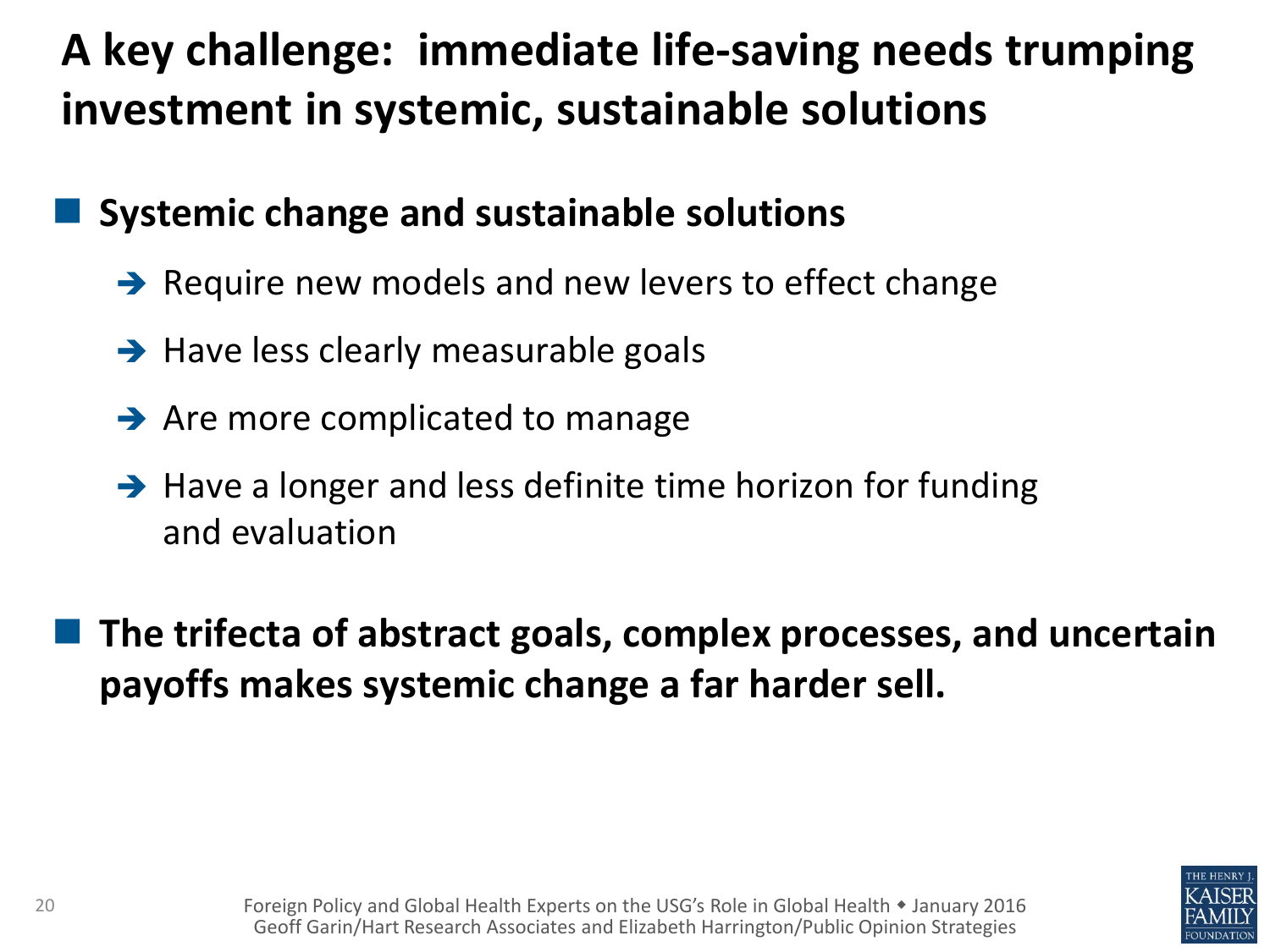# A key challenge: immediate life-saving needs trumping investment in systemic, sustainable solutions

- **Systemic change and sustainable solutions**
  - Require new models and new levers to effect change
  - Have less clearly measurable goals
  - Are more complicated to manage
  - Have a longer and less definite time horizon for funding and evaluation

- **The trifecta of abstract goals, complex processes, and uncertain payoffs makes systemic change a far harder sell.**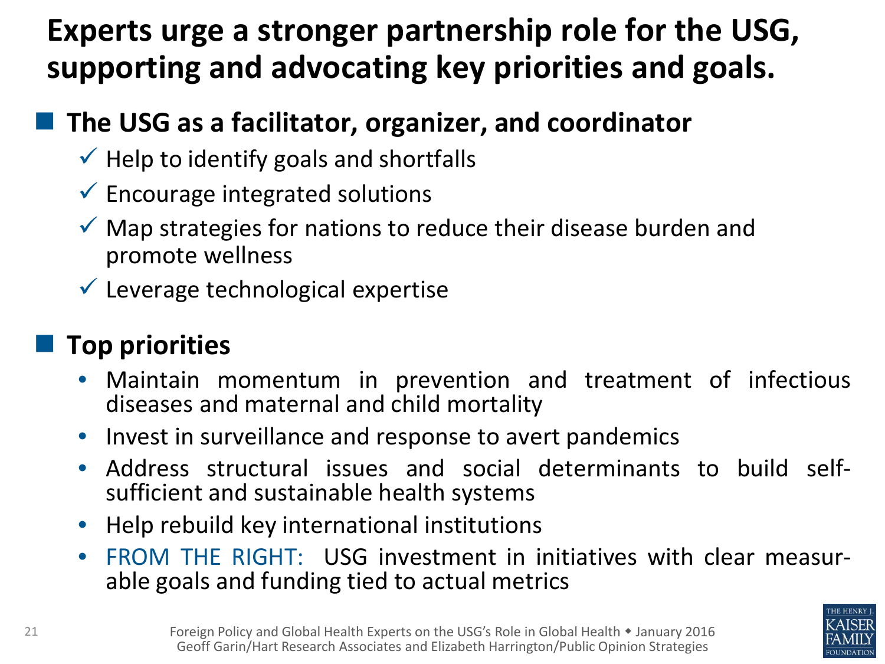# Experts urge a stronger partnership role for the USG, supporting and advocating key priorities and goals.

## The USG as a facilitator, organizer, and coordinator

- ✓ Help to identify goals and shortfalls
- ✓ Encourage integrated solutions
- ✓ Map strategies for nations to reduce their disease burden and promote wellness
- ✓ Leverage technological expertise

## Top priorities

- Maintain momentum in prevention and treatment of infectious diseases and maternal and child mortality
- Invest in surveillance and response to avert pandemics
- Address structural issues and social determinants to build self-sufficient and sustainable health systems
- Help rebuild key international institutions
- FROM THE RIGHT: USG investment in initiatives with clear measurable goals and funding tied to actual metrics

Foreign Policy and Global Health Experts on the USG's Role in Global Health ◆ January 2016
Geoff Garin/Hart Research Associates and Elizabeth Harrington/Public Opinion Strategies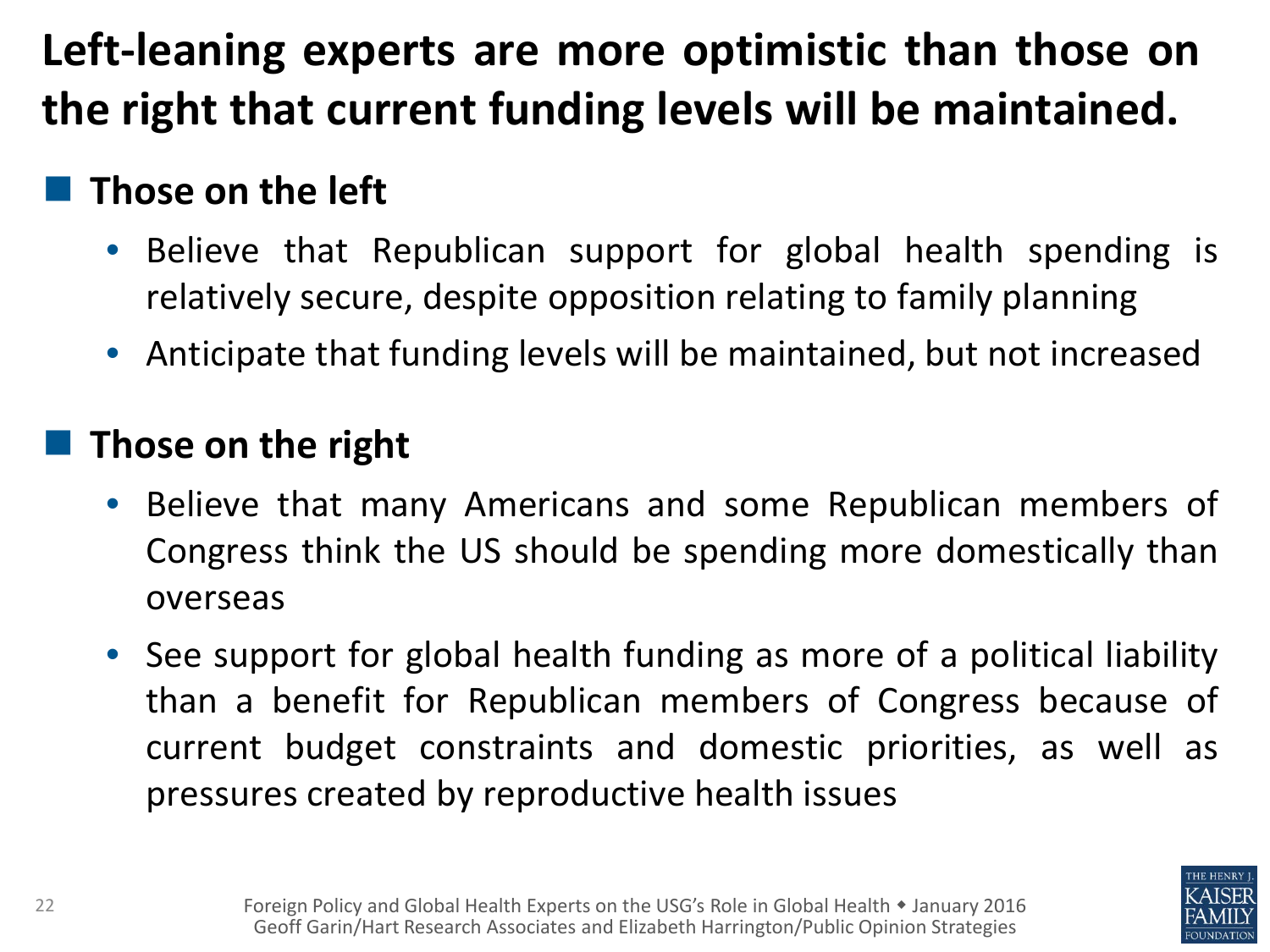# Left-leaning experts are more optimistic than those on the right that current funding levels will be maintained.

## Those on the left

- Believe that Republican support for global health spending is relatively secure, despite opposition relating to family planning
- Anticipate that funding levels will be maintained, but not increased

## Those on the right

- Believe that many Americans and some Republican members of Congress think the US should be spending more domestically than overseas
- See support for global health funding as more of a political liability than a benefit for Republican members of Congress because of current budget constraints and domestic priorities, as well as pressures created by reproductive health issues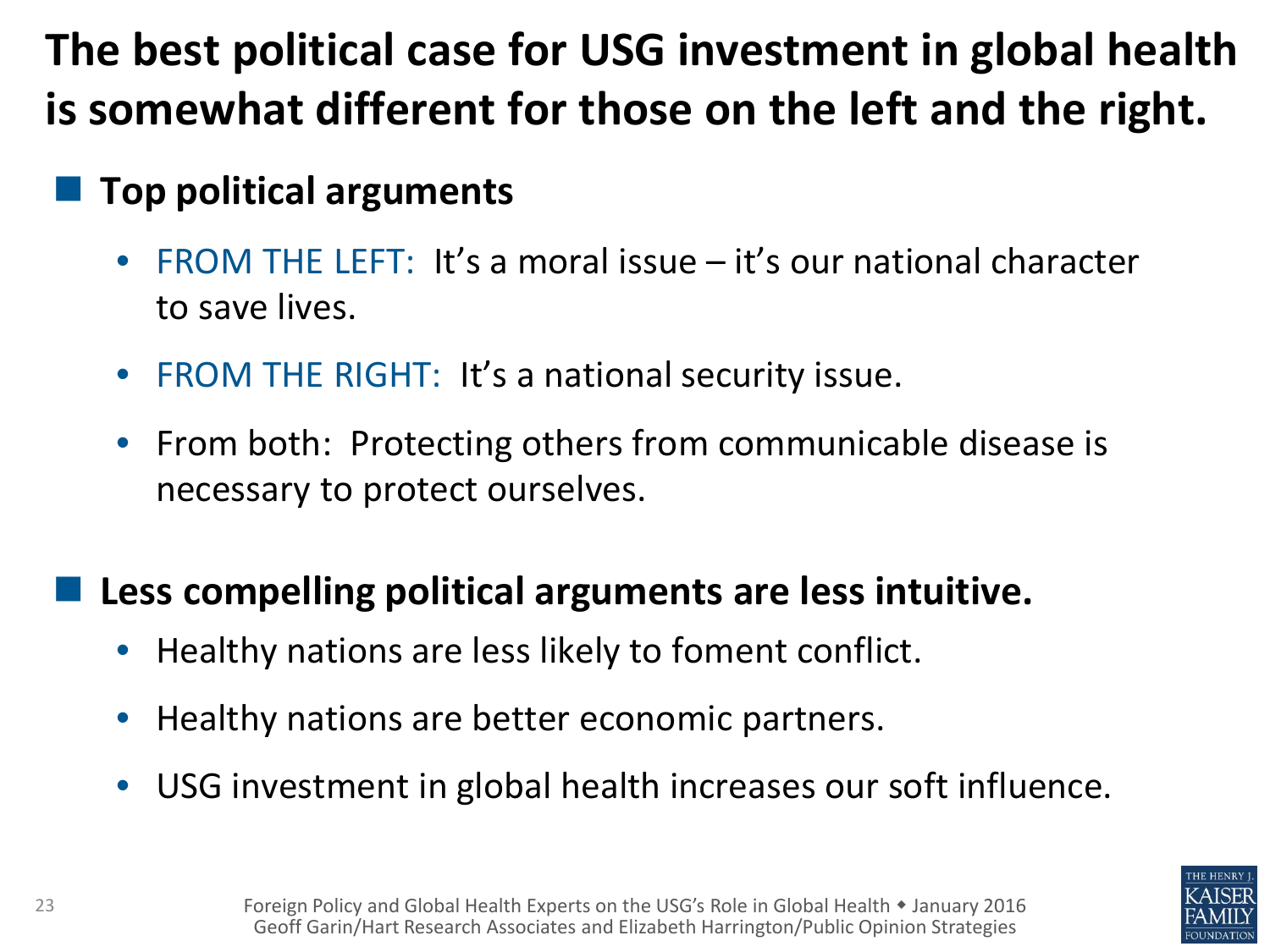# The best political case for USG investment in global health is somewhat different for those on the left and the right.

- **Top political arguments**
  - FROM THE LEFT: It's a moral issue – it's our national character to save lives.
  - FROM THE RIGHT: It's a national security issue.
  - From both: Protecting others from communicable disease is necessary to protect ourselves.

- **Less compelling political arguments are less intuitive.**
  - Healthy nations are less likely to foment conflict.
  - Healthy nations are better economic partners.
  - USG investment in global health increases our soft influence.

Foreign Policy and Global Health Experts on the USG's Role in Global Health ◆ January 2016
Geoff Garin/Hart Research Associates and Elizabeth Harrington/Public Opinion Strategies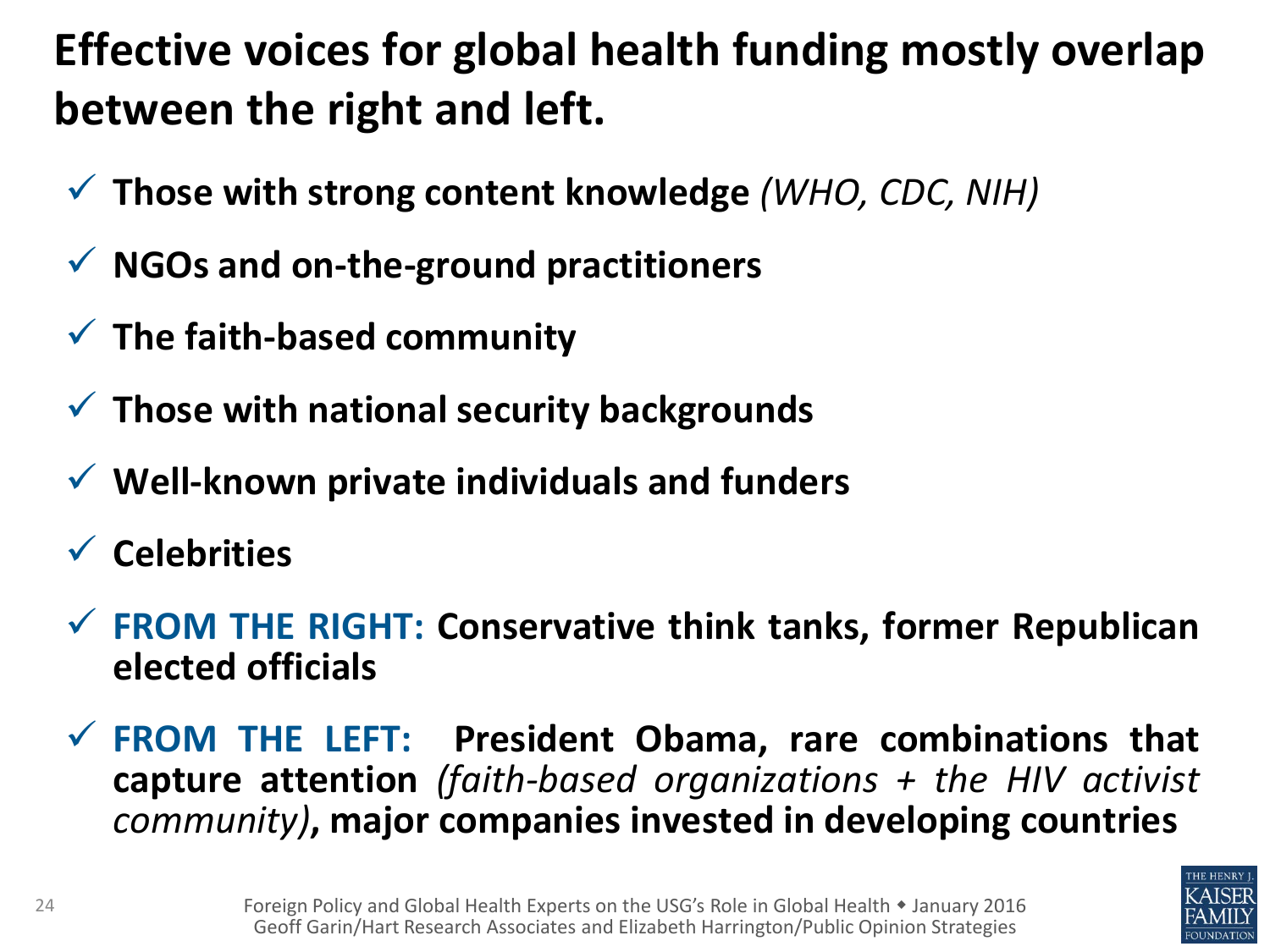# Effective voices for global health funding mostly overlap between the right and left.

- ✓ **Those with strong content knowledge** *(WHO, CDC, NIH)*
- ✓ **NGOs and on-the-ground practitioners**
- ✓ **The faith-based community**
- ✓ **Those with national security backgrounds**
- ✓ **Well-known private individuals and funders**
- ✓ **Celebrities**
- ✓ **FROM THE RIGHT: Conservative think tanks, former Republican elected officials**
- ✓ **FROM THE LEFT: President Obama, rare combinations that capture attention** *(faith-based organizations + the HIV activist community)*, **major companies invested in developing countries**

Foreign Policy and Global Health Experts on the USG's Role in Global Health ◆ January 2016
Geoff Garin/Hart Research Associates and Elizabeth Harrington/Public Opinion Strategies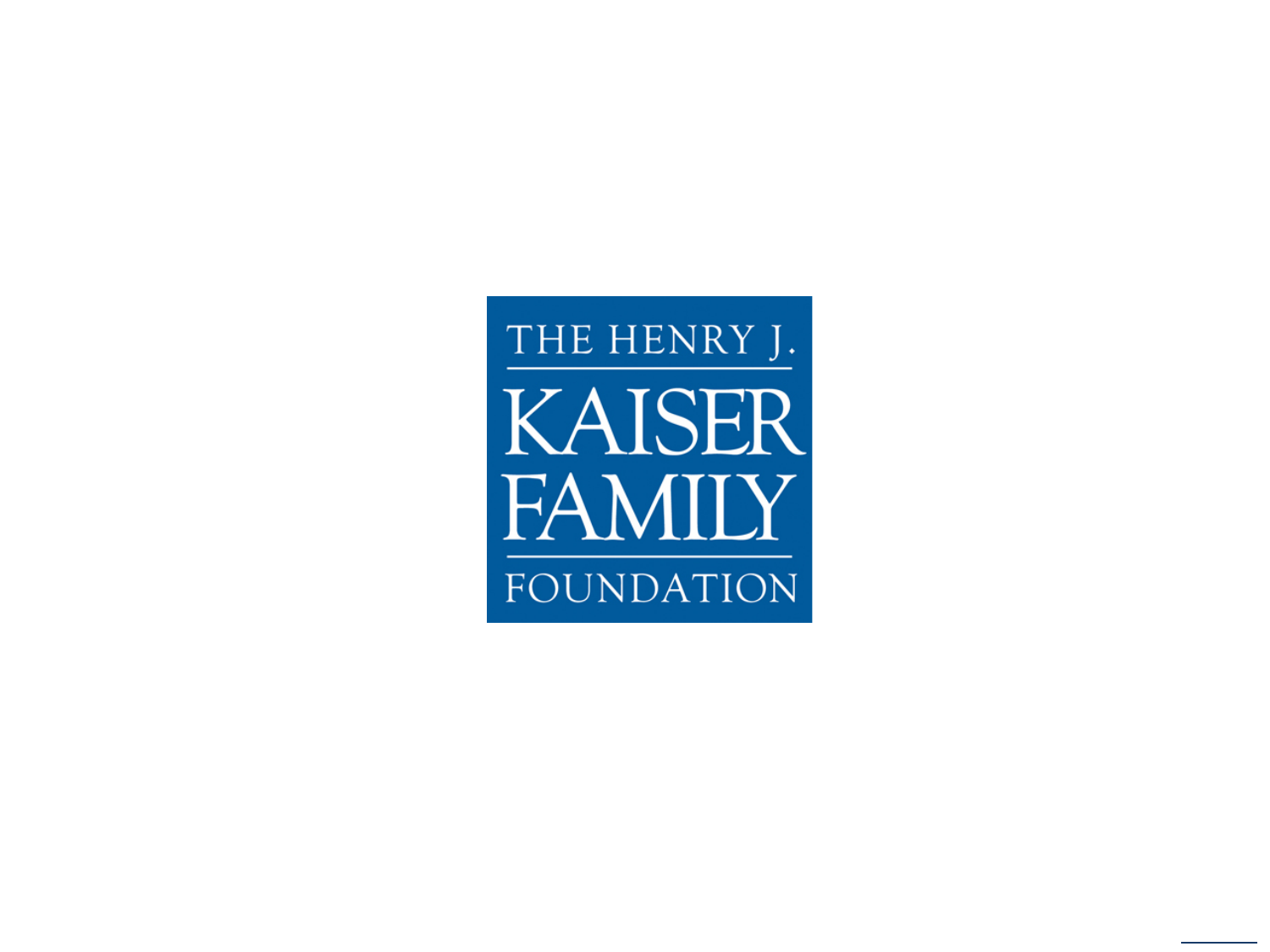THE HENRY J. KAISER FAMILY FOUNDATION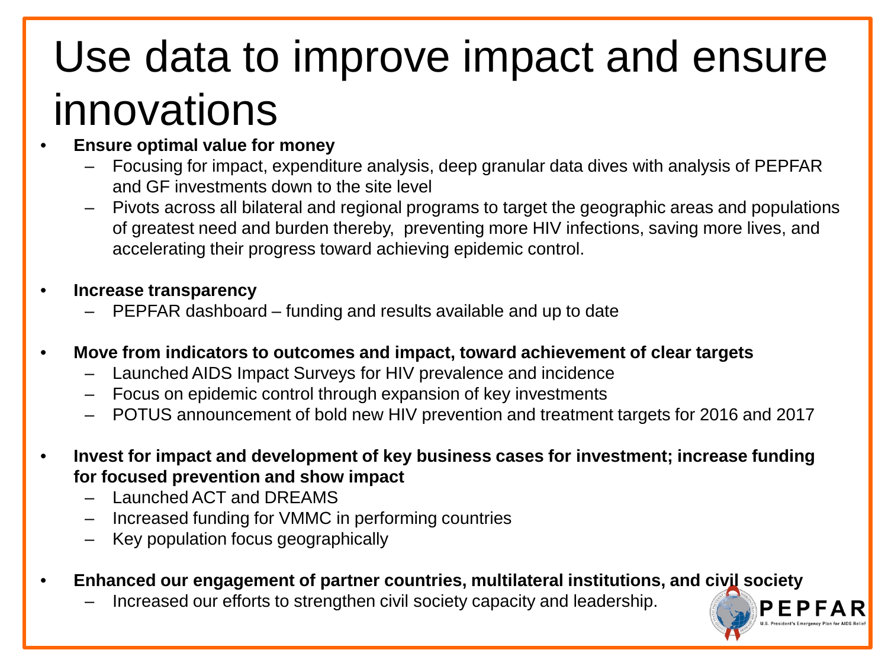# Use data to improve impact and ensure innovations

- **Ensure optimal value for money**
  - Focusing for impact, expenditure analysis, deep granular data dives with analysis of PEPFAR and GF investments down to the site level
  - Pivots across all bilateral and regional programs to target the geographic areas and populations of greatest need and burden thereby, preventing more HIV infections, saving more lives, and accelerating their progress toward achieving epidemic control.

- **Increase transparency**
  - PEPFAR dashboard – funding and results available and up to date

- **Move from indicators to outcomes and impact, toward achievement of clear targets**
  - Launched AIDS Impact Surveys for HIV prevalence and incidence
  - Focus on epidemic control through expansion of key investments
  - POTUS announcement of bold new HIV prevention and treatment targets for 2016 and 2017

- **Invest for impact and development of key business cases for investment; increase funding for focused prevention and show impact**
  - Launched ACT and DREAMS
  - Increased funding for VMMC in performing countries
  - Key population focus geographically

- **Enhanced our engagement of partner countries, multilateral institutions, and civil society**
  - Increased our efforts to strengthen civil society capacity and leadership.

PEPFAR
U.S. President's Emergency Plan for AIDS Relief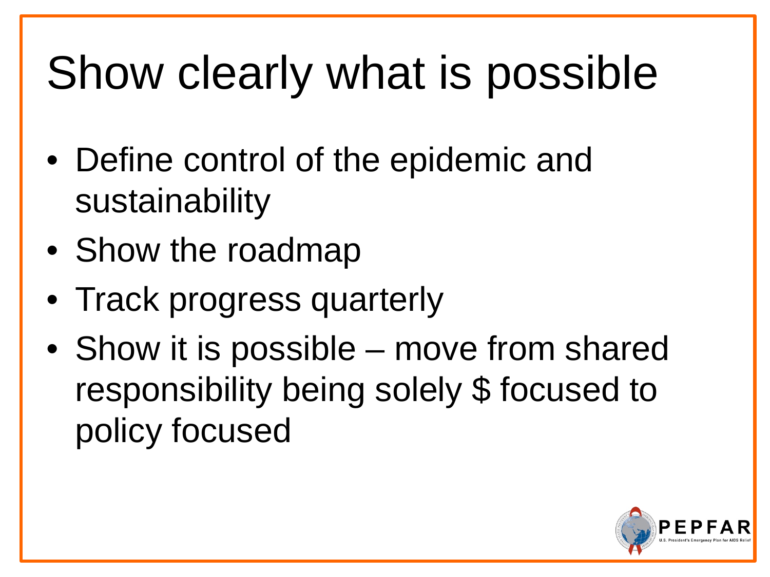# Show clearly what is possible

- Define control of the epidemic and sustainability
- Show the roadmap
- Track progress quarterly
- Show it is possible – move from shared responsibility being solely $ focused to policy focused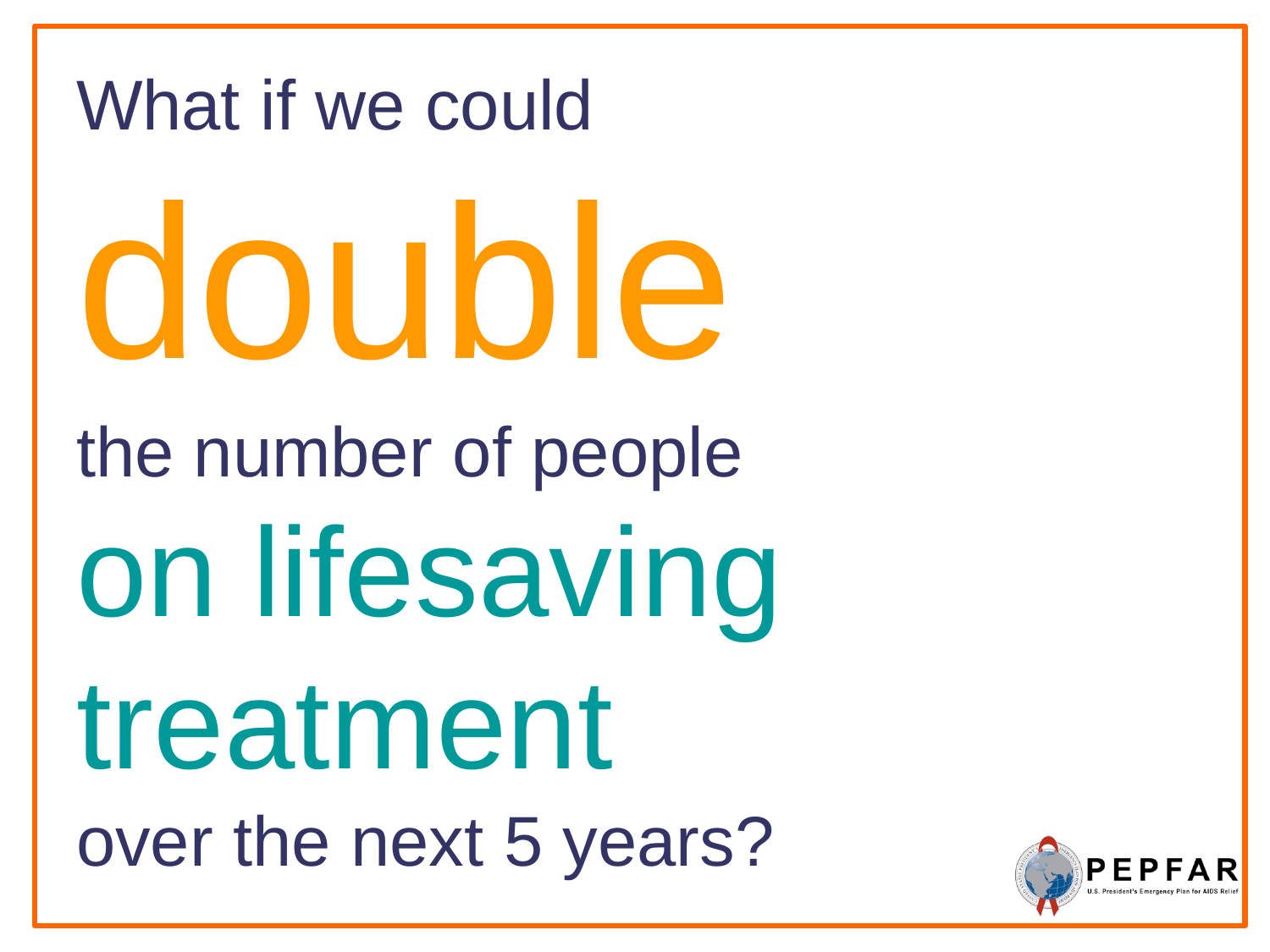What if we could

# double

the number of people

## on lifesaving treatment

over the next 5 years?

PEPFAR

U.S. President's Emergency Plan for AIDS Relief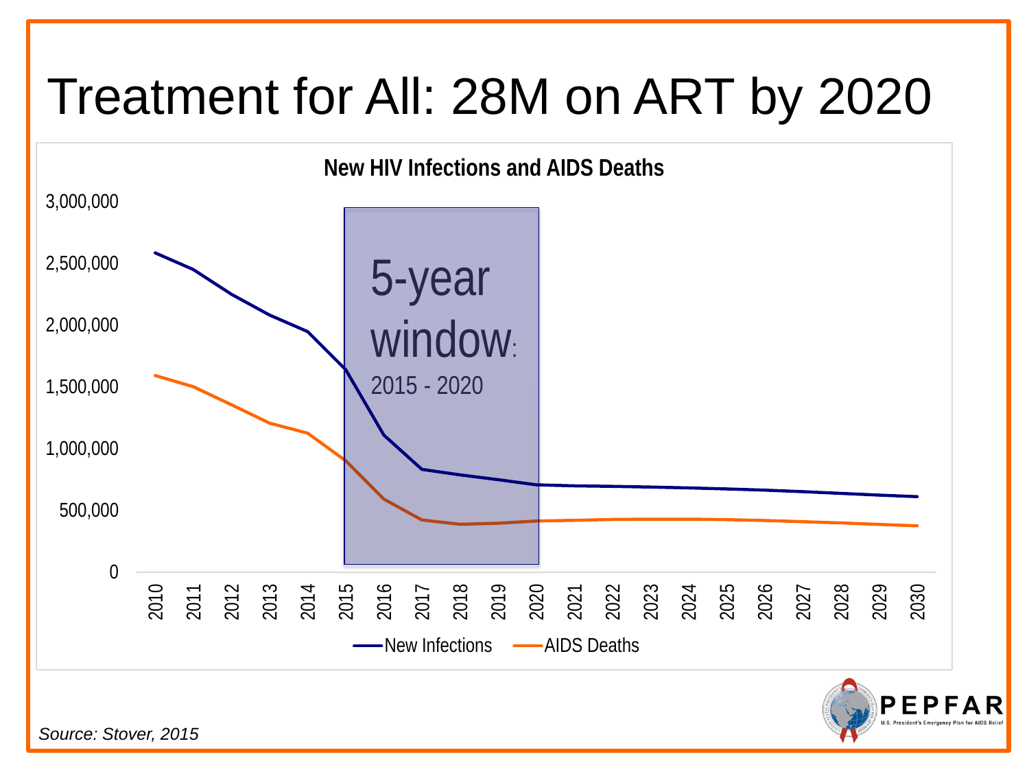# Treatment for All: 28M on ART by 2020

**New HIV Infections and AIDS Deaths**

3,000,000
2,500,000
2,000,000
1,500,000
1,000,000
500,000
0

5-year window: 2015 - 2020

2010 2011 2012 2013 2014 2015 2016 2017 2018 2019 2020 2021 2022 2023 2024 2025 2026 2027 2028 2029 2030

New Infections — AIDS Deaths

*Source: Stover, 2015*

PEPFAR
U.S. President's Emergency Plan for AIDS Relief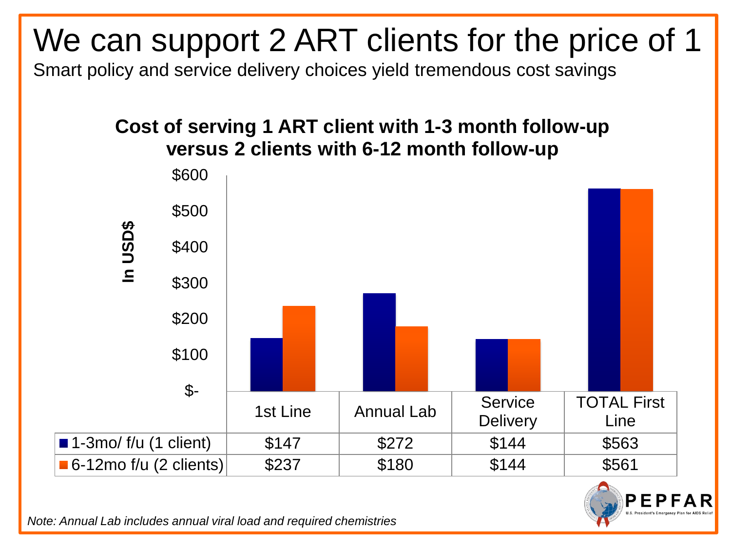# We can support 2 ART clients for the price of 1

Smart policy and service delivery choices yield tremendous cost savings

**Cost of serving 1 ART client with 1-3 month follow-up versus 2 clients with 6-12 month follow-up**

In USD$

| | 1st Line | Annual Lab | Service Delivery | TOTAL First Line |
|---|---|---|---|---|
| 1-3mo/ f/u (1 client) | $147 | $272 | $144 | $563 |
| 6-12mo f/u (2 clients) | $237 | $180 | $144 | $561 |

*Note: Annual Lab includes annual viral load and required chemistries*

PEPFAR
U.S. President's Emergency Plan for AIDS Relief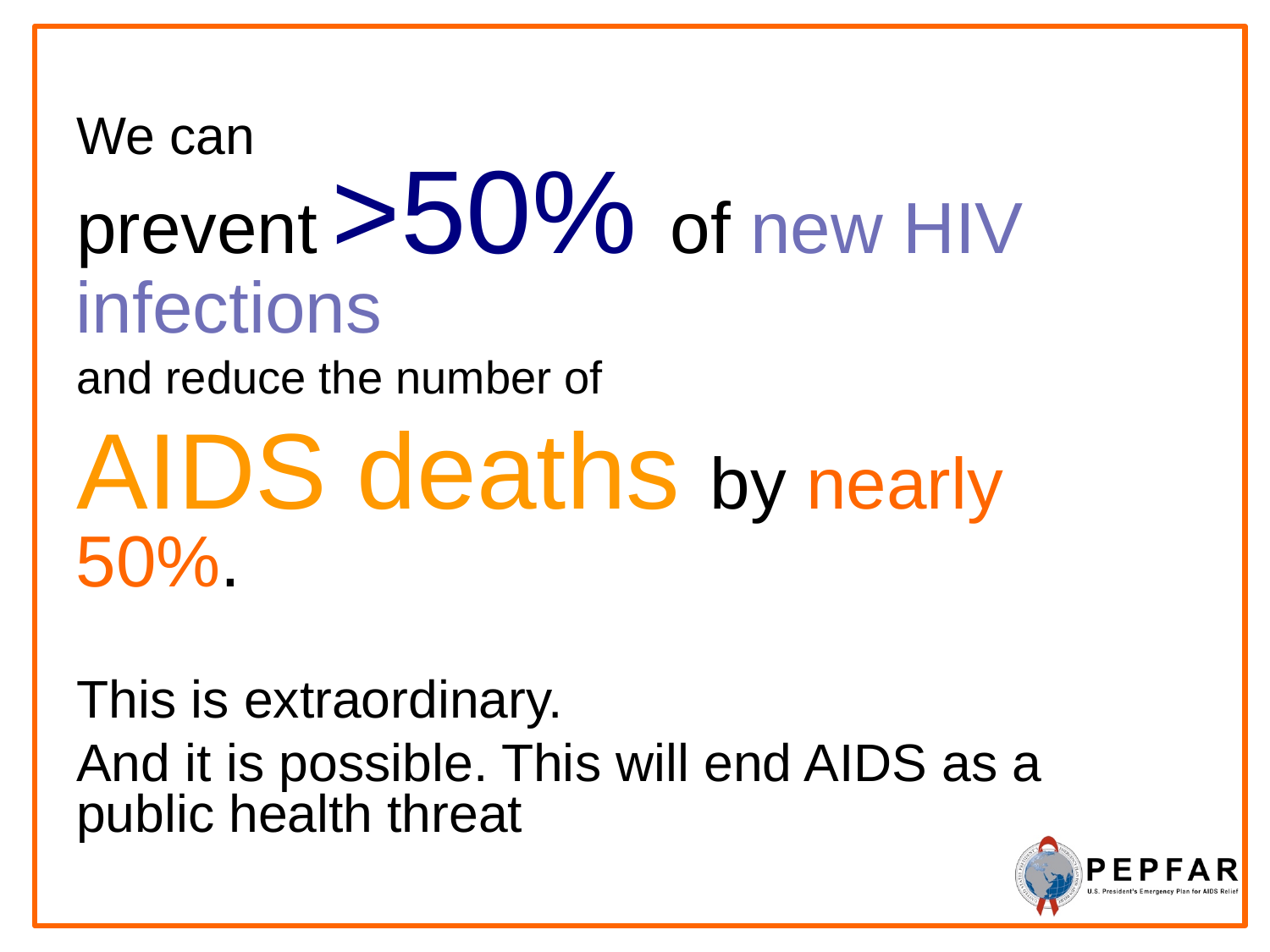We can prevent >50% of new HIV infections and reduce the number of AIDS deaths by nearly 50%.

This is extraordinary.

And it is possible. This will end AIDS as a public health threat

PEPFAR

U.S. President's Emergency Plan for AIDS Relief